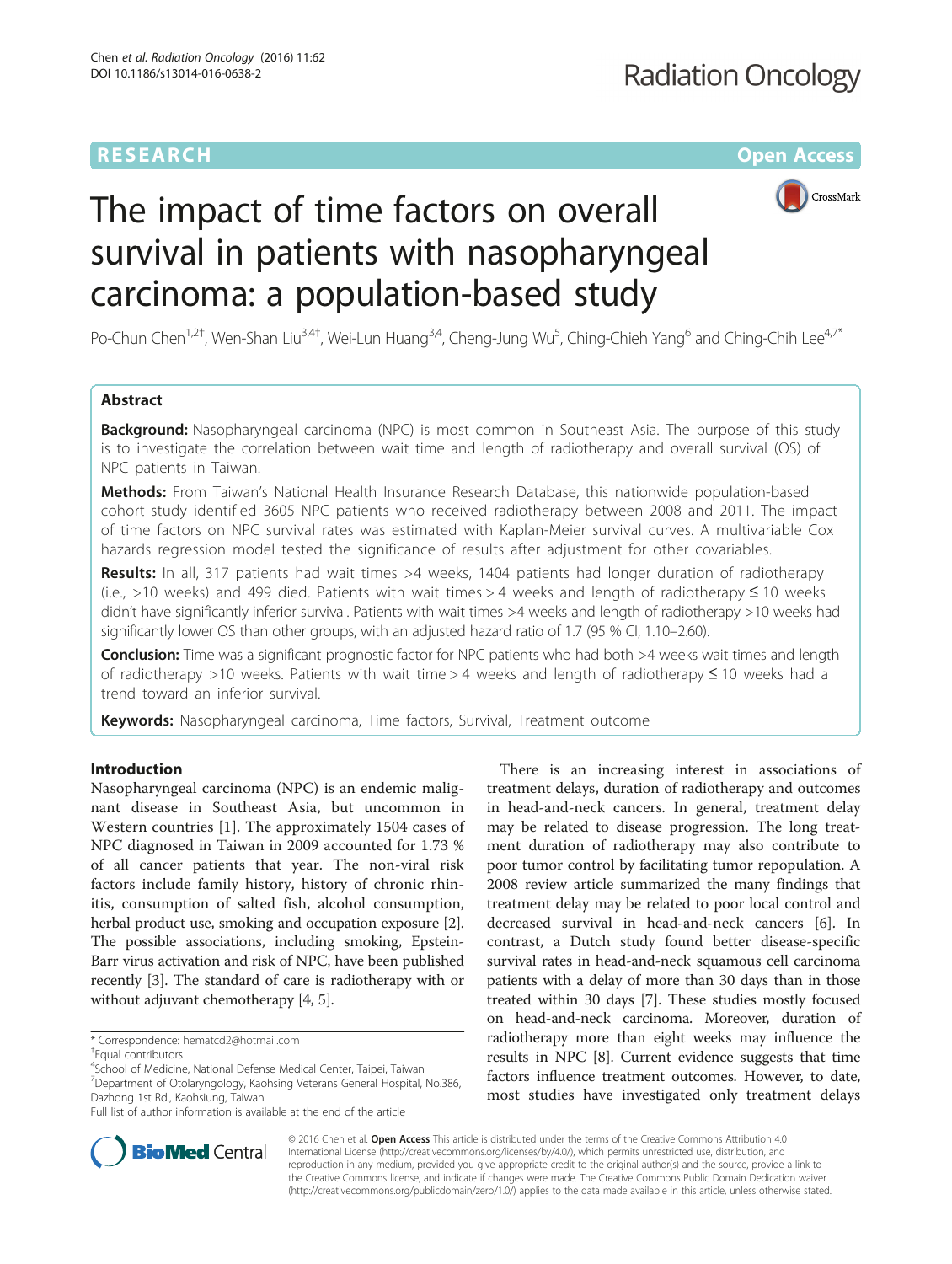RESEARCH Open Access

# The impact of time factors on overall survival in patients with nasopharyngeal carcinoma: a population-based study

Po-Chun Chen[1,2†], Wen-Shan Liu[3,4†], Wei-Lun Huang[3,4], Cheng-Jung Wu[5], Ching-Chieh Yang[6] and Ching-Chih Lee[4,7*]

## Abstract

**Background:** Nasopharyngeal carcinoma (NPC) is most common in Southeast Asia. The purpose of this study is to investigate the correlation between wait time and length of radiotherapy and overall survival (OS) of NPC patients in Taiwan.

**Methods:** From Taiwan's National Health Insurance Research Database, this nationwide population-based cohort study identified 3605 NPC patients who received radiotherapy between 2008 and 2011. The impact of time factors on NPC survival rates was estimated with Kaplan-Meier survival curves. A multivariable Cox hazards regression model tested the significance of results after adjustment for other covariables.

**Results:** In all, 317 patients had wait times >4 weeks, 1404 patients had longer duration of radiotherapy (i.e., >10 weeks) and 499 died. Patients with wait times > 4 weeks and length of radiotherapy ≤ 10 weeks didn't have significantly inferior survival. Patients with wait times >4 weeks and length of radiotherapy >10 weeks had significantly lower OS than other groups, with an adjusted hazard ratio of 1.7 (95 % CI, 1.10–2.60).

**Conclusion:** Time was a significant prognostic factor for NPC patients who had both >4 weeks wait times and length of radiotherapy >10 weeks. Patients with wait time > 4 weeks and length of radiotherapy ≤ 10 weeks had a trend toward an inferior survival.

**Keywords:** Nasopharyngeal carcinoma, Time factors, Survival, Treatment outcome

## Introduction

Nasopharyngeal carcinoma (NPC) is an endemic malignant disease in Southeast Asia, but uncommon in Western countries [1]. The approximately 1504 cases of NPC diagnosed in Taiwan in 2009 accounted for 1.73 % of all cancer patients that year. The non-viral risk factors include family history, history of chronic rhinitis, consumption of salted fish, alcohol consumption, herbal product use, smoking and occupation exposure [2]. The possible associations, including smoking, Epstein-Barr virus activation and risk of NPC, have been published recently [3]. The standard of care is radiotherapy with or without adjuvant chemotherapy [4, 5].

There is an increasing interest in associations of treatment delays, duration of radiotherapy and outcomes in head-and-neck cancers. In general, treatment delay may be related to disease progression. The long treatment duration of radiotherapy may also contribute to poor tumor control by facilitating tumor repopulation. A 2008 review article summarized the many findings that treatment delay may be related to poor local control and decreased survival in head-and-neck cancers [6]. In contrast, a Dutch study found better disease-specific survival rates in head-and-neck squamous cell carcinoma patients with a delay of more than 30 days than in those treated within 30 days [7]. These studies mostly focused on head-and-neck carcinoma. Moreover, duration of radiotherapy more than eight weeks may influence the results in NPC [8]. Current evidence suggests that time factors influence treatment outcomes. However, to date, most studies have investigated only treatment delays

\* Correspondence: hematcd2@hotmail.com

†Equal contributors

[4]School of Medicine, National Defense Medical Center, Taipei, Taiwan

[7]Department of Otolaryngology, Kaohsing Veterans General Hospital, No.386, Dazhong 1st Rd., Kaohsiung, Taiwan

Full list of author information is available at the end of the article

© 2016 Chen et al. **Open Access** This article is distributed under the terms of the Creative Commons Attribution 4.0 International License (http://creativecommons.org/licenses/by/4.0/), which permits unrestricted use, distribution, and reproduction in any medium, provided you give appropriate credit to the original author(s) and the source, provide a link to the Creative Commons license, and indicate if changes were made. The Creative Commons Public Domain Dedication waiver (http://creativecommons.org/publicdomain/zero/1.0/) applies to the data made available in this article, unless otherwise stated.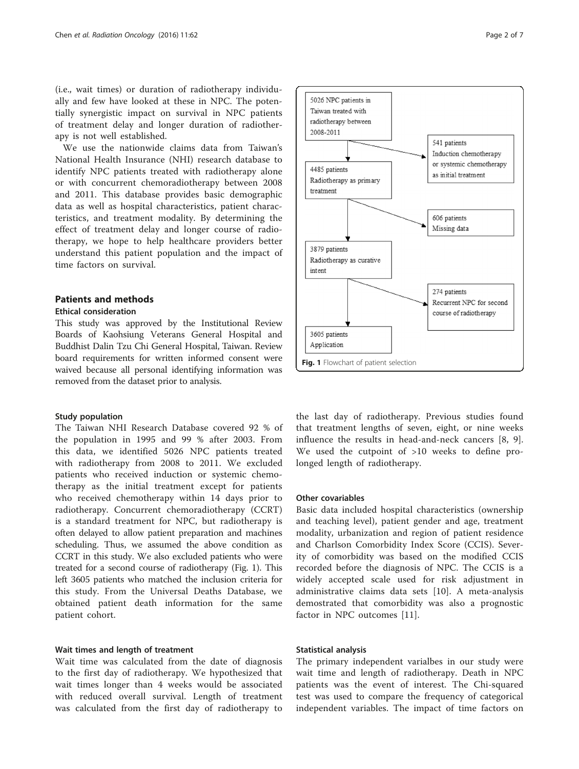(i.e., wait times) or duration of radiotherapy individually and few have looked at these in NPC. The potentially synergistic impact on survival in NPC patients of treatment delay and longer duration of radiotherapy is not well established.

We use the nationwide claims data from Taiwan's National Health Insurance (NHI) research database to identify NPC patients treated with radiotherapy alone or with concurrent chemoradiotherapy between 2008 and 2011. This database provides basic demographic data as well as hospital characteristics, patient characteristics, and treatment modality. By determining the effect of treatment delay and longer course of radiotherapy, we hope to help healthcare providers better understand this patient population and the impact of time factors on survival.

## Patients and methods

### Ethical consideration

This study was approved by the Institutional Review Boards of Kaohsiung Veterans General Hospital and Buddhist Dalin Tzu Chi General Hospital, Taiwan. Review board requirements for written informed consent were waived because all personal identifying information was removed from the dataset prior to analysis.

5026 NPC patients in Taiwan treated with radiotherapy between 2008-2011
→ 541 patients Induction chemotherapy or systemic chemotherapy as initial treatment

4485 patients Radiotherapy as primary treatment
→ 606 patients Missing data

3879 patients Radiotherapy as curative intent
→ 274 patients Recurrent NPC for second course of radiotherapy

3605 patients Application

**Fig. 1** Flowchart of patient selection

### Study population

The Taiwan NHI Research Database covered 92 % of the population in 1995 and 99 % after 2003. From this data, we identified 5026 NPC patients treated with radiotherapy from 2008 to 2011. We excluded patients who received induction or systemic chemotherapy as the initial treatment except for patients who received chemotherapy within 14 days prior to radiotherapy. Concurrent chemoradiotherapy (CCRT) is a standard treatment for NPC, but radiotherapy is often delayed to allow patient preparation and machines scheduling. Thus, we assumed the above condition as CCRT in this study. We also excluded patients who were treated for a second course of radiotherapy (Fig. 1). This left 3605 patients who matched the inclusion criteria for this study. From the Universal Deaths Database, we obtained patient death information for the same patient cohort.

### Wait times and length of treatment

Wait time was calculated from the date of diagnosis to the first day of radiotherapy. We hypothesized that wait times longer than 4 weeks would be associated with reduced overall survival. Length of treatment was calculated from the first day of radiotherapy to the last day of radiotherapy. Previous studies found that treatment lengths of seven, eight, or nine weeks influence the results in head-and-neck cancers [8, 9]. We used the cutpoint of >10 weeks to define prolonged length of radiotherapy.

### Other covariables

Basic data included hospital characteristics (ownership and teaching level), patient gender and age, treatment modality, urbanization and region of patient residence and Charlson Comorbidity Index Score (CCIS). Severity of comorbidity was based on the modified CCIS recorded before the diagnosis of NPC. The CCIS is a widely accepted scale used for risk adjustment in administrative claims data sets [10]. A meta-analysis demostrated that comorbidity was also a prognostic factor in NPC outcomes [11].

### Statistical analysis

The primary independent varialbes in our study were wait time and length of radiotherapy. Death in NPC patients was the event of interest. The Chi-squared test was used to compare the frequency of categorical independent variables. The impact of time factors on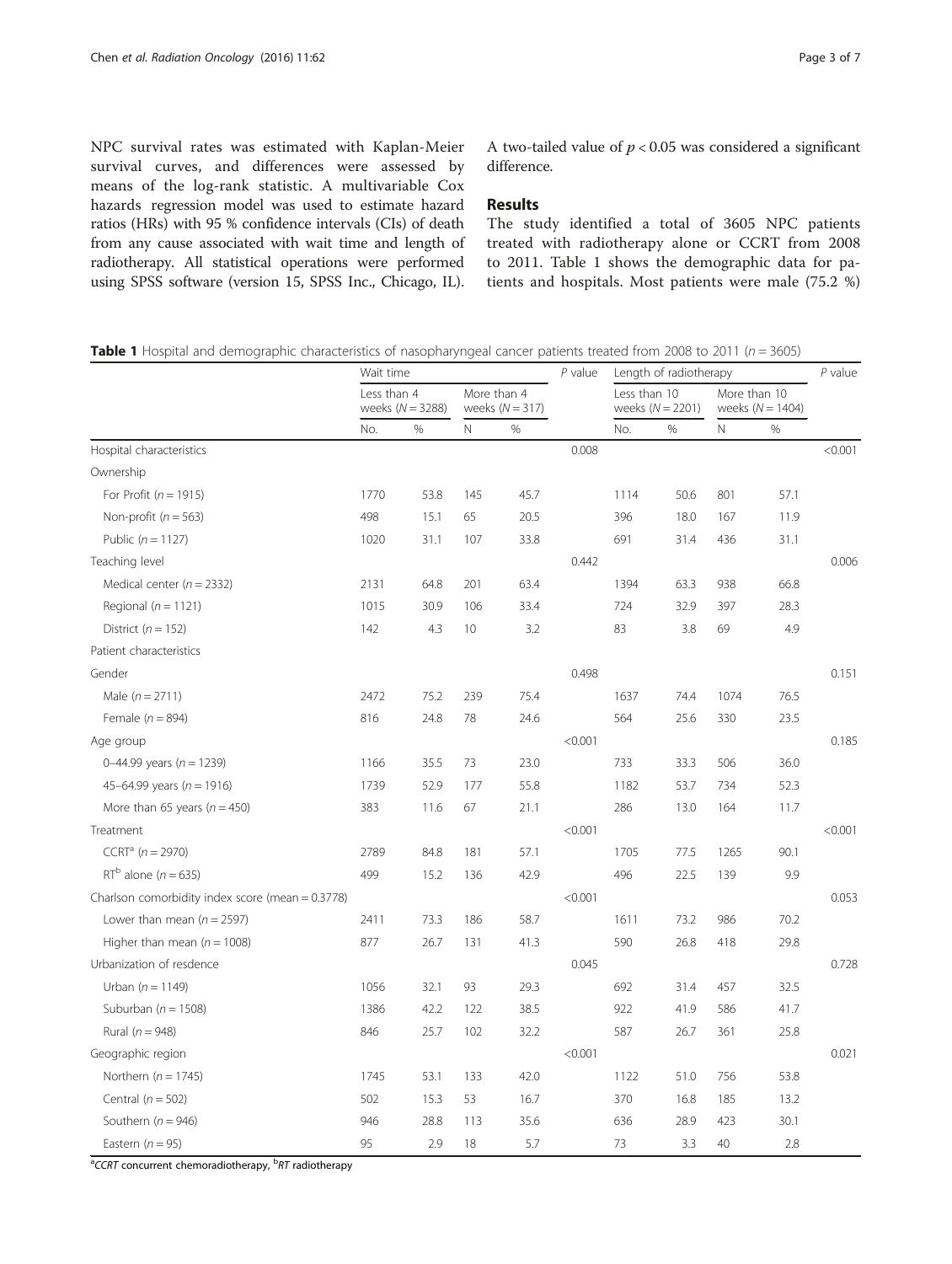NPC survival rates was estimated with Kaplan-Meier survival curves, and differences were assessed by means of the log-rank statistic. A multivariable Cox hazards regression model was used to estimate hazard ratios (HRs) with 95 % confidence intervals (CIs) of death from any cause associated with wait time and length of radiotherapy. All statistical operations were performed using SPSS software (version 15, SPSS Inc., Chicago, IL). A two-tailed value of $p < 0.05$ was considered a significant difference.

## Results

The study identified a total of 3605 NPC patients treated with radiotherapy alone or CCRT from 2008 to 2011. Table 1 shows the demographic data for patients and hospitals. Most patients were male (75.2 %)

**Table 1** Hospital and demographic characteristics of nasopharyngeal cancer patients treated from 2008 to 2011 ($n = 3605$)

| | Wait time | | | | *P* value | Length of radiotherapy | | | | *P* value |
|---|---|---|---|---|---|---|---|---|---|---|
| | Less than 4 weeks ($N = 3288$) | | More than 4 weeks ($N = 317$) | | | Less than 10 weeks ($N = 2201$) | | More than 10 weeks ($N = 1404$) | | |
| | No. | % | N | % | | No. | % | N | % | |
| Hospital characteristics | | | | | 0.008 | | | | | <0.001 |
| Ownership | | | | | | | | | | |
| For Profit ($n = 1915$) | 1770 | 53.8 | 145 | 45.7 | | 1114 | 50.6 | 801 | 57.1 | |
| Non-profit ($n = 563$) | 498 | 15.1 | 65 | 20.5 | | 396 | 18.0 | 167 | 11.9 | |
| Public ($n = 1127$) | 1020 | 31.1 | 107 | 33.8 | | 691 | 31.4 | 436 | 31.1 | |
| Teaching level | | | | | 0.442 | | | | | 0.006 |
| Medical center ($n = 2332$) | 2131 | 64.8 | 201 | 63.4 | | 1394 | 63.3 | 938 | 66.8 | |
| Regional ($n = 1121$) | 1015 | 30.9 | 106 | 33.4 | | 724 | 32.9 | 397 | 28.3 | |
| District ($n = 152$) | 142 | 4.3 | 10 | 3.2 | | 83 | 3.8 | 69 | 4.9 | |
| Patient characteristics | | | | | | | | | | |
| Gender | | | | | 0.498 | | | | | 0.151 |
| Male ($n = 2711$) | 2472 | 75.2 | 239 | 75.4 | | 1637 | 74.4 | 1074 | 76.5 | |
| Female ($n = 894$) | 816 | 24.8 | 78 | 24.6 | | 564 | 25.6 | 330 | 23.5 | |
| Age group | | | | | <0.001 | | | | | 0.185 |
| 0–44.99 years ($n = 1239$) | 1166 | 35.5 | 73 | 23.0 | | 733 | 33.3 | 506 | 36.0 | |
| 45–64.99 years ($n = 1916$) | 1739 | 52.9 | 177 | 55.8 | | 1182 | 53.7 | 734 | 52.3 | |
| More than 65 years ($n = 450$) | 383 | 11.6 | 67 | 21.1 | | 286 | 13.0 | 164 | 11.7 | |
| Treatment | | | | | <0.001 | | | | | <0.001 |
| CCRT[a] ($n = 2970$) | 2789 | 84.8 | 181 | 57.1 | | 1705 | 77.5 | 1265 | 90.1 | |
| RT[b] alone ($n = 635$) | 499 | 15.2 | 136 | 42.9 | | 496 | 22.5 | 139 | 9.9 | |
| Charlson comorbidity index score (mean = 0.3778) | | | | | <0.001 | | | | | 0.053 |
| Lower than mean ($n = 2597$) | 2411 | 73.3 | 186 | 58.7 | | 1611 | 73.2 | 986 | 70.2 | |
| Higher than mean ($n = 1008$) | 877 | 26.7 | 131 | 41.3 | | 590 | 26.8 | 418 | 29.8 | |
| Urbanization of resdence | | | | | 0.045 | | | | | 0.728 |
| Urban ($n = 1149$) | 1056 | 32.1 | 93 | 29.3 | | 692 | 31.4 | 457 | 32.5 | |
| Suburban ($n = 1508$) | 1386 | 42.2 | 122 | 38.5 | | 922 | 41.9 | 586 | 41.7 | |
| Rural ($n = 948$) | 846 | 25.7 | 102 | 32.2 | | 587 | 26.7 | 361 | 25.8 | |
| Geographic region | | | | | <0.001 | | | | | 0.021 |
| Northern ($n = 1745$) | 1745 | 53.1 | 133 | 42.0 | | 1122 | 51.0 | 756 | 53.8 | |
| Central ($n = 502$) | 502 | 15.3 | 53 | 16.7 | | 370 | 16.8 | 185 | 13.2 | |
| Southern ($n = 946$) | 946 | 28.8 | 113 | 35.6 | | 636 | 28.9 | 423 | 30.1 | |
| Eastern ($n = 95$) | 95 | 2.9 | 18 | 5.7 | | 73 | 3.3 | 40 | 2.8 | |

[a] *CCRT* concurrent chemoradiotherapy, [b] *RT* radiotherapy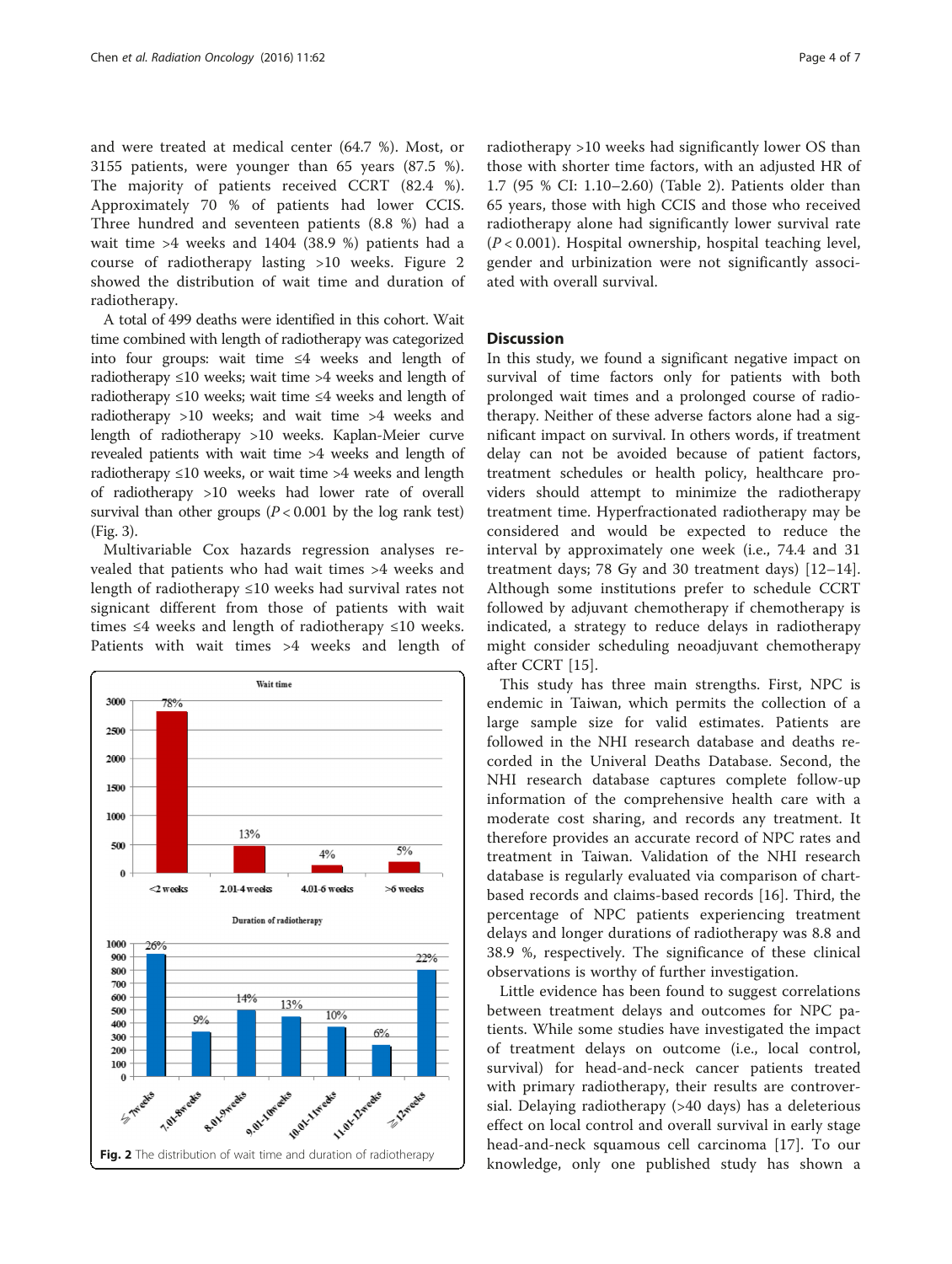and were treated at medical center (64.7 %). Most, or 3155 patients, were younger than 65 years (87.5 %). The majority of patients received CCRT (82.4 %). Approximately 70 % of patients had lower CCIS. Three hundred and seventeen patients (8.8 %) had a wait time >4 weeks and 1404 (38.9 %) patients had a course of radiotherapy lasting >10 weeks. Figure 2 showed the distribution of wait time and duration of radiotherapy.

A total of 499 deaths were identified in this cohort. Wait time combined with length of radiotherapy was categorized into four groups: wait time ≤4 weeks and length of radiotherapy ≤10 weeks; wait time >4 weeks and length of radiotherapy ≤10 weeks; wait time ≤4 weeks and length of radiotherapy >10 weeks; and wait time >4 weeks and length of radiotherapy >10 weeks. Kaplan-Meier curve revealed patients with wait time >4 weeks and length of radiotherapy ≤10 weeks, or wait time >4 weeks and length of radiotherapy >10 weeks had lower rate of overall survival than other groups ($P < 0.001$ by the log rank test) (Fig. 3).

Multivariable Cox hazards regression analyses revealed that patients who had wait times >4 weeks and length of radiotherapy ≤10 weeks had survival rates not signicant different from those of patients with wait times ≤4 weeks and length of radiotherapy ≤10 weeks. Patients with wait times >4 weeks and length of radiotherapy >10 weeks had significantly lower OS than those with shorter time factors, with an adjusted HR of 1.7 (95 % CI: 1.10–2.60) (Table 2). Patients older than 65 years, those with high CCIS and those who received radiotherapy alone had significantly lower survival rate ($P < 0.001$). Hospital ownership, hospital teaching level, gender and urbinization were not significantly associated with overall survival.

Fig. 2 The distribution of wait time and duration of radiotherapy

## Discussion

In this study, we found a significant negative impact on survival of time factors only for patients with both prolonged wait times and a prolonged course of radiotherapy. Neither of these adverse factors alone had a significant impact on survival. In others words, if treatment delay can not be avoided because of patient factors, treatment schedules or health policy, healthcare providers should attempt to minimize the radiotherapy treatment time. Hyperfractionated radiotherapy may be considered and would be expected to reduce the interval by approximately one week (i.e., 74.4 and 31 treatment days; 78 Gy and 30 treatment days) [12–14]. Although some institutions prefer to schedule CCRT followed by adjuvant chemotherapy if chemotherapy is indicated, a strategy to reduce delays in radiotherapy might consider scheduling neoadjuvant chemotherapy after CCRT [15].

This study has three main strengths. First, NPC is endemic in Taiwan, which permits the collection of a large sample size for valid estimates. Patients are followed in the NHI research database and deaths recorded in the Univeral Deaths Database. Second, the NHI research database captures complete follow-up information of the comprehensive health care with a moderate cost sharing, and records any treatment. It therefore provides an accurate record of NPC rates and treatment in Taiwan. Validation of the NHI research database is regularly evaluated via comparison of chart-based records and claims-based records [16]. Third, the percentage of NPC patients experiencing treatment delays and longer durations of radiotherapy was 8.8 and 38.9 %, respectively. The significance of these clinical observations is worthy of further investigation.

Little evidence has been found to suggest correlations between treatment delays and outcomes for NPC patients. While some studies have investigated the impact of treatment delays on outcome (i.e., local control, survival) for head-and-neck cancer patients treated with primary radiotherapy, their results are controversial. Delaying radiotherapy (>40 days) has a deleterious effect on local control and overall survival in early stage head-and-neck squamous cell carcinoma [17]. To our knowledge, only one published study has shown a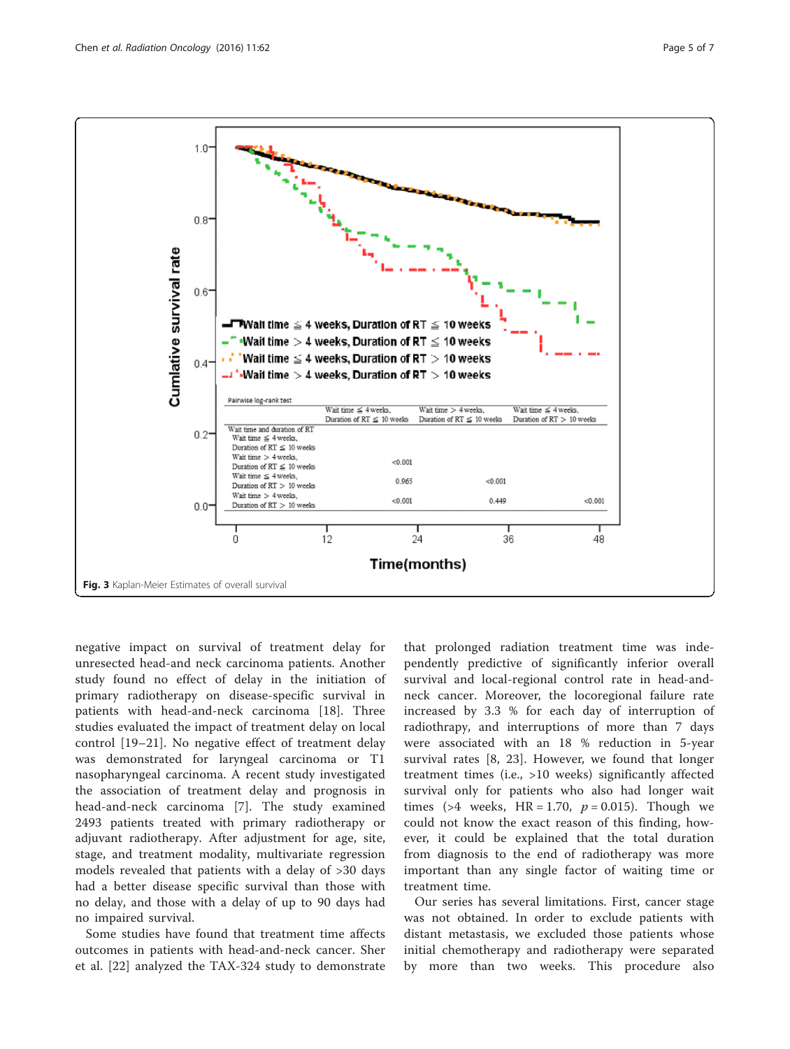Fig. 3 Kaplan-Meier Estimates of overall survival

negative impact on survival of treatment delay for unresected head-and neck carcinoma patients. Another study found no effect of delay in the initiation of primary radiotherapy on disease-specific survival in patients with head-and-neck carcinoma [18]. Three studies evaluated the impact of treatment delay on local control [19–21]. No negative effect of treatment delay was demonstrated for laryngeal carcinoma or T1 nasopharyngeal carcinoma. A recent study investigated the association of treatment delay and prognosis in head-and-neck carcinoma [7]. The study examined 2493 patients treated with primary radiotherapy or adjuvant radiotherapy. After adjustment for age, site, stage, and treatment modality, multivariate regression models revealed that patients with a delay of >30 days had a better disease specific survival than those with no delay, and those with a delay of up to 90 days had no impaired survival.

Some studies have found that treatment time affects outcomes in patients with head-and-neck cancer. Sher et al. [22] analyzed the TAX-324 study to demonstrate that prolonged radiation treatment time was independently predictive of significantly inferior overall survival and local-regional control rate in head-and-neck cancer. Moreover, the locoregional failure rate increased by 3.3 % for each day of interruption of radiothrapy, and interruptions of more than 7 days were associated with an 18 % reduction in 5-year survival rates [8, 23]. However, we found that longer treatment times (i.e., >10 weeks) significantly affected survival only for patients who also had longer wait times (>4 weeks, HR = 1.70, $p = 0.015$). Though we could not know the exact reason of this finding, however, it could be explained that the total duration from diagnosis to the end of radiotherapy was more important than any single factor of waiting time or treatment time.

Our series has several limitations. First, cancer stage was not obtained. In order to exclude patients with distant metastasis, we excluded those patients whose initial chemotherapy and radiotherapy were separated by more than two weeks. This procedure also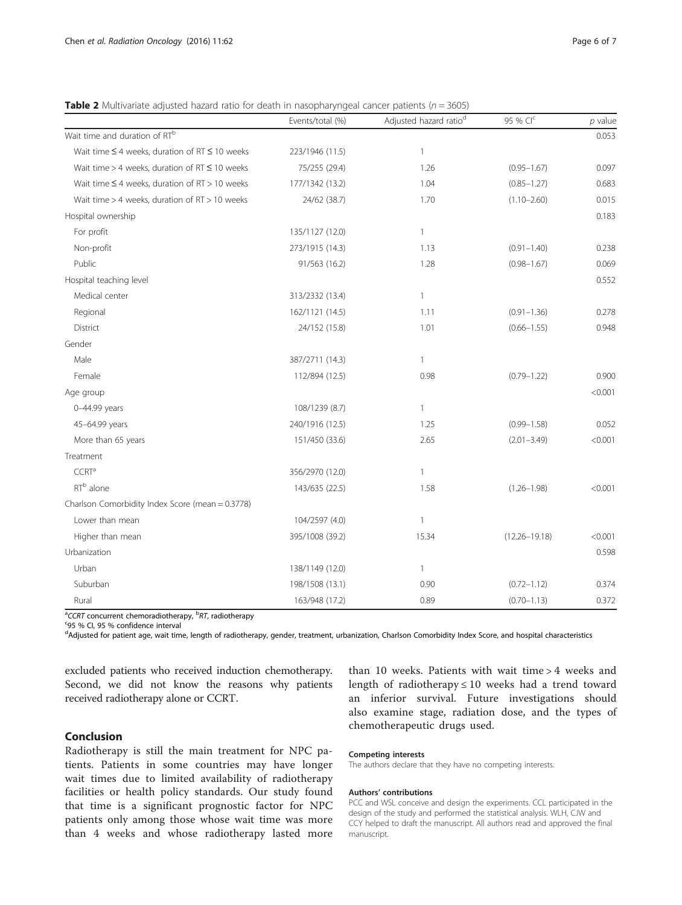**Table 2** Multivariate adjusted hazard ratio for death in nasopharyngeal cancer patients ($n = 3605$)

| | Events/total (%) | Adjusted hazard ratio[d] | 95 % CI[c] | *p* value |
|---|---|---|---|---|
| Wait time and duration of RT[b] | | | | 0.053 |
| Wait time ≤ 4 weeks, duration of RT ≤ 10 weeks | 223/1946 (11.5) | 1 | | |
| Wait time > 4 weeks, duration of RT ≤ 10 weeks | 75/255 (29.4) | 1.26 | (0.95–1.67) | 0.097 |
| Wait time ≤ 4 weeks, duration of RT > 10 weeks | 177/1342 (13.2) | 1.04 | (0.85–1.27) | 0.683 |
| Wait time > 4 weeks, duration of RT > 10 weeks | 24/62 (38.7) | 1.70 | (1.10–2.60) | 0.015 |
| Hospital ownership | | | | 0.183 |
| For profit | 135/1127 (12.0) | 1 | | |
| Non-profit | 273/1915 (14.3) | 1.13 | (0.91–1.40) | 0.238 |
| Public | 91/563 (16.2) | 1.28 | (0.98–1.67) | 0.069 |
| Hospital teaching level | | | | 0.552 |
| Medical center | 313/2332 (13.4) | 1 | | |
| Regional | 162/1121 (14.5) | 1.11 | (0.91–1.36) | 0.278 |
| District | 24/152 (15.8) | 1.01 | (0.66–1.55) | 0.948 |
| Gender | | | | |
| Male | 387/2711 (14.3) | 1 | | |
| Female | 112/894 (12.5) | 0.98 | (0.79–1.22) | 0.900 |
| Age group | | | | <0.001 |
| 0–44.99 years | 108/1239 (8.7) | 1 | | |
| 45–64.99 years | 240/1916 (12.5) | 1.25 | (0.99–1.58) | 0.052 |
| More than 65 years | 151/450 (33.6) | 2.65 | (2.01–3.49) | <0.001 |
| Treatment | | | | |
| CCRT[a] | 356/2970 (12.0) | 1 | | |
| RT[b] alone | 143/635 (22.5) | 1.58 | (1.26–1.98) | <0.001 |
| Charlson Comorbidity Index Score (mean = 0.3778) | | | | |
| Lower than mean | 104/2597 (4.0) | 1 | | |
| Higher than mean | 395/1008 (39.2) | 15.34 | (12.26–19.18) | <0.001 |
| Urbanization | | | | 0.598 |
| Urban | 138/1149 (12.0) | 1 | | |
| Suburban | 198/1508 (13.1) | 0.90 | (0.72–1.12) | 0.374 |
| Rural | 163/948 (17.2) | 0.89 | (0.70–1.13) | 0.372 |

[a]*CCRT* concurrent chemoradiotherapy, [b]*RT*, radiotherapy
[c]95 % CI, 95 % confidence interval
[d]Adjusted for patient age, wait time, length of radiotherapy, gender, treatment, urbanization, Charlson Comorbidity Index Score, and hospital characteristics

excluded patients who received induction chemotherapy. Second, we did not know the reasons why patients received radiotherapy alone or CCRT.

## Conclusion

Radiotherapy is still the main treatment for NPC patients. Patients in some countries may have longer wait times due to limited availability of radiotherapy facilities or health policy standards. Our study found that time is a significant prognostic factor for NPC patients only among those whose wait time was more than 4 weeks and whose radiotherapy lasted more than 10 weeks. Patients with wait time > 4 weeks and length of radiotherapy ≤ 10 weeks had a trend toward an inferior survival. Future investigations should also examine stage, radiation dose, and the types of chemotherapeutic drugs used.

#### Competing interests

The authors declare that they have no competing interests.

#### Authors' contributions

PCC and WSL conceive and design the experiments. CCL participated in the design of the study and performed the statistical analysis. WLH, CJW and CCY helped to draft the manuscript. All authors read and approved the final manuscript.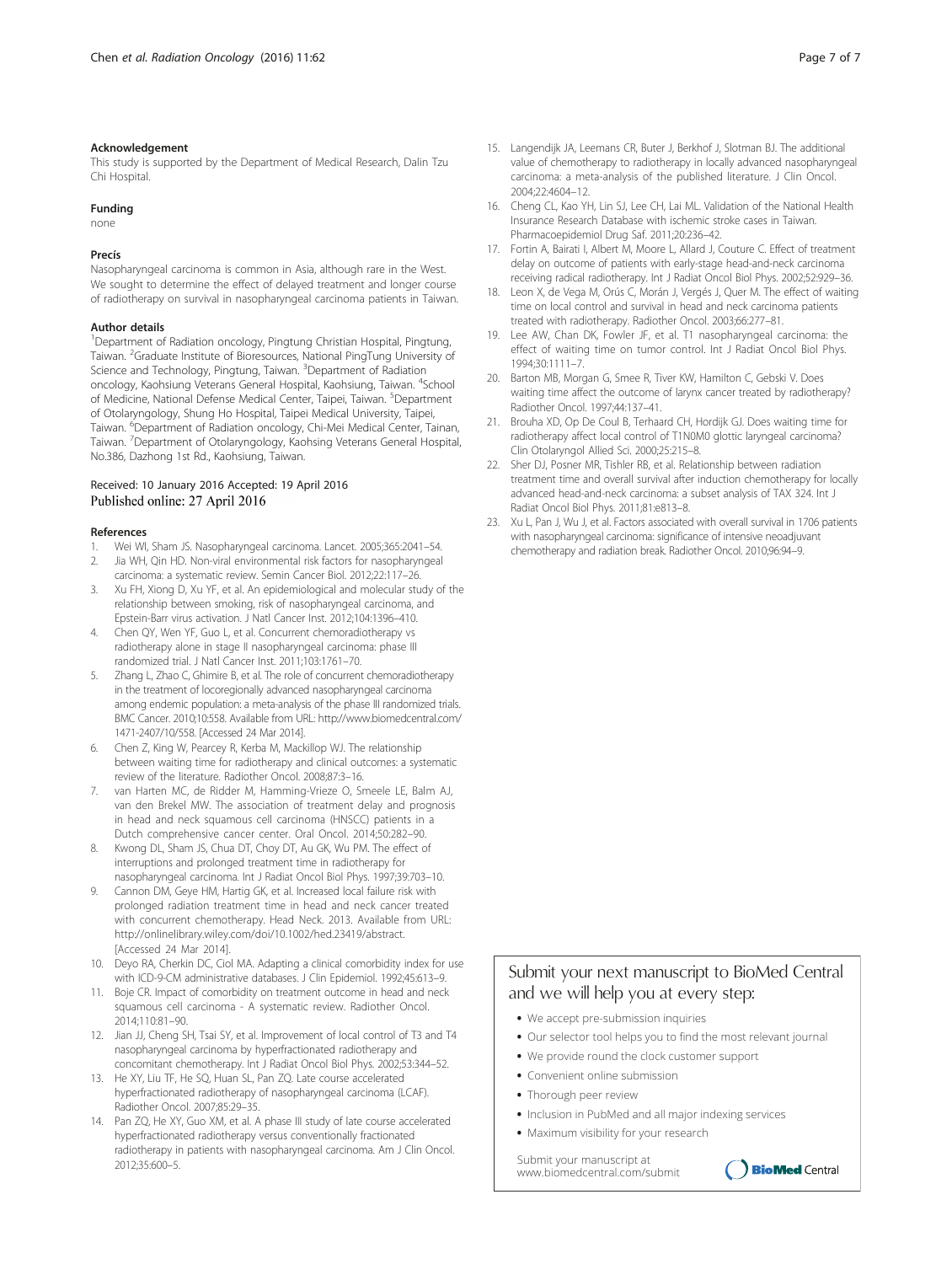## Acknowledgement

This study is supported by the Department of Medical Research, Dalin Tzu Chi Hospital.

## Funding

none

## Precís

Nasopharyngeal carcinoma is common in Asia, although rare in the West. We sought to determine the effect of delayed treatment and longer course of radiotherapy on survival in nasopharyngeal carcinoma patients in Taiwan.

## Author details

[1]Department of Radiation oncology, Pingtung Christian Hospital, Pingtung, Taiwan. [2]Graduate Institute of Bioresources, National PingTung University of Science and Technology, Pingtung, Taiwan. [3]Department of Radiation oncology, Kaohsiung Veterans General Hospital, Kaohsiung, Taiwan. [4]School of Medicine, National Defense Medical Center, Taipei, Taiwan. [5]Department of Otolaryngology, Shung Ho Hospital, Taipei Medical University, Taipei, Taiwan. [6]Department of Radiation oncology, Chi-Mei Medical Center, Tainan, Taiwan. [7]Department of Otolaryngology, Kaohsing Veterans General Hospital, No.386, Dazhong 1st Rd., Kaohsiung, Taiwan.

Received: 10 January 2016 Accepted: 19 April 2016
Published online: 27 April 2016

## References

1. Wei WI, Sham JS. Nasopharyngeal carcinoma. Lancet. 2005;365:2041–54.
2. Jia WH, Qin HD. Non-viral environmental risk factors for nasopharyngeal carcinoma: a systematic review. Semin Cancer Biol. 2012;22:117–26.
3. Xu FH, Xiong D, Xu YF, et al. An epidemiological and molecular study of the relationship between smoking, risk of nasopharyngeal carcinoma, and Epstein-Barr virus activation. J Natl Cancer Inst. 2012;104:1396–410.
4. Chen QY, Wen YF, Guo L, et al. Concurrent chemoradiotherapy vs radiotherapy alone in stage II nasopharyngeal carcinoma: phase III randomized trial. J Natl Cancer Inst. 2011;103:1761–70.
5. Zhang L, Zhao C, Ghimire B, et al. The role of concurrent chemoradiotherapy in the treatment of locoregionally advanced nasopharyngeal carcinoma among endemic population: a meta-analysis of the phase III randomized trials. BMC Cancer. 2010;10:558. Available from URL: http://www.biomedcentral.com/1471-2407/10/558. [Accessed 24 Mar 2014].
6. Chen Z, King W, Pearcey R, Kerba M, Mackillop WJ. The relationship between waiting time for radiotherapy and clinical outcomes: a systematic review of the literature. Radiother Oncol. 2008;87:3–16.
7. van Harten MC, de Ridder M, Hamming-Vrieze O, Smeele LE, Balm AJ, van den Brekel MW. The association of treatment delay and prognosis in head and neck squamous cell carcinoma (HNSCC) patients in a Dutch comprehensive cancer center. Oral Oncol. 2014;50:282–90.
8. Kwong DL, Sham JS, Chua DT, Choy DT, Au GK, Wu PM. The effect of interruptions and prolonged treatment time in radiotherapy for nasopharyngeal carcinoma. Int J Radiat Oncol Biol Phys. 1997;39:703–10.
9. Cannon DM, Geye HM, Hartig GK, et al. Increased local failure risk with prolonged radiation treatment time in head and neck cancer treated with concurrent chemotherapy. Head Neck. 2013. Available from URL: http://onlinelibrary.wiley.com/doi/10.1002/hed.23419/abstract. [Accessed 24 Mar 2014].
10. Deyo RA, Cherkin DC, Ciol MA. Adapting a clinical comorbidity index for use with ICD-9-CM administrative databases. J Clin Epidemiol. 1992;45:613–9.
11. Boje CR. Impact of comorbidity on treatment outcome in head and neck squamous cell carcinoma - A systematic review. Radiother Oncol. 2014;110:81–90.
12. Jian JJ, Cheng SH, Tsai SY, et al. Improvement of local control of T3 and T4 nasopharyngeal carcinoma by hyperfractionated radiotherapy and concomitant chemotherapy. Int J Radiat Oncol Biol Phys. 2002;53:344–52.
13. He XY, Liu TF, He SQ, Huan SL, Pan ZQ. Late course accelerated hyperfractionated radiotherapy of nasopharyngeal carcinoma (LCAF). Radiother Oncol. 2007;85:29–35.
14. Pan ZQ, He XY, Guo XM, et al. A phase III study of late course accelerated hyperfractionated radiotherapy versus conventionally fractionated radiotherapy in patients with nasopharyngeal carcinoma. Am J Clin Oncol. 2012;35:600–5.
15. Langendijk JA, Leemans CR, Buter J, Berkhof J, Slotman BJ. The additional value of chemotherapy to radiotherapy in locally advanced nasopharyngeal carcinoma: a meta-analysis of the published literature. J Clin Oncol. 2004;22:4604–12.
16. Cheng CL, Kao YH, Lin SJ, Lee CH, Lai ML. Validation of the National Health Insurance Research Database with ischemic stroke cases in Taiwan. Pharmacoepidemiol Drug Saf. 2011;20:236–42.
17. Fortin A, Bairati I, Albert M, Moore L, Allard J, Couture C. Effect of treatment delay on outcome of patients with early-stage head-and-neck carcinoma receiving radical radiotherapy. Int J Radiat Oncol Biol Phys. 2002;52:929–36.
18. Leon X, de Vega M, Orús C, Morán J, Vergés J, Quer M. The effect of waiting time on local control and survival in head and neck carcinoma patients treated with radiotherapy. Radiother Oncol. 2003;66:277–81.
19. Lee AW, Chan DK, Fowler JF, et al. T1 nasopharyngeal carcinoma: the effect of waiting time on tumor control. Int J Radiat Oncol Biol Phys. 1994;30:1111–7.
20. Barton MB, Morgan G, Smee R, Tiver KW, Hamilton C, Gebski V. Does waiting time affect the outcome of larynx cancer treated by radiotherapy? Radiother Oncol. 1997;44:137–41.
21. Brouha XD, Op De Coul B, Terhaard CH, Hordijk GJ. Does waiting time for radiotherapy affect local control of T1N0M0 glottic laryngeal carcinoma? Clin Otolaryngol Allied Sci. 2000;25:215–8.
22. Sher DJ, Posner MR, Tishler RB, et al. Relationship between radiation treatment time and overall survival after induction chemotherapy for locally advanced head-and-neck carcinoma: a subset analysis of TAX 324. Int J Radiat Oncol Biol Phys. 2011;81:e813–8.
23. Xu L, Pan J, Wu J, et al. Factors associated with overall survival in 1706 patients with nasopharyngeal carcinoma: significance of intensive neoadjuvant chemotherapy and radiation break. Radiother Oncol. 2010;96:94–9.